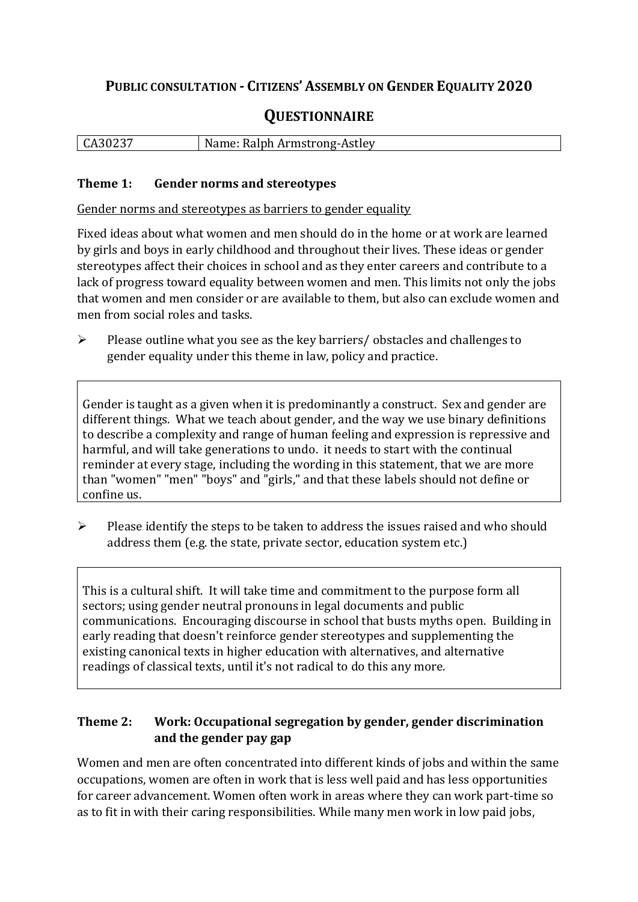# PUBLIC CONSULTATION - CITIZENS' ASSEMBLY ON GENDER EQUALITY 2020

## QUESTIONNAIRE

| CA30237 | Name: Ralph Armstrong-Astley |
|---|---|

### Theme 1: Gender norms and stereotypes

Gender norms and stereotypes as barriers to gender equality

Fixed ideas about what women and men should do in the home or at work are learned by girls and boys in early childhood and throughout their lives. These ideas or gender stereotypes affect their choices in school and as they enter careers and contribute to a lack of progress toward equality between women and men. This limits not only the jobs that women and men consider or are available to them, but also can exclude women and men from social roles and tasks.

- Please outline what you see as the key barriers/ obstacles and challenges to gender equality under this theme in law, policy and practice.

> Gender is taught as a given when it is predominantly a construct. Sex and gender are different things. What we teach about gender, and the way we use binary definitions to describe a complexity and range of human feeling and expression is repressive and harmful, and will take generations to undo. it needs to start with the continual reminder at every stage, including the wording in this statement, that we are more than "women" "men" "boys" and "girls," and that these labels should not define or confine us.

- Please identify the steps to be taken to address the issues raised and who should address them (e.g. the state, private sector, education system etc.)

> This is a cultural shift. It will take time and commitment to the purpose form all sectors; using gender neutral pronouns in legal documents and public communications. Encouraging discourse in school that busts myths open. Building in early reading that doesn't reinforce gender stereotypes and supplementing the existing canonical texts in higher education with alternatives, and alternative readings of classical texts, until it's not radical to do this any more.

### Theme 2: Work: Occupational segregation by gender, gender discrimination and the gender pay gap

Women and men are often concentrated into different kinds of jobs and within the same occupations, women are often in work that is less well paid and has less opportunities for career advancement. Women often work in areas where they can work part-time so as to fit in with their caring responsibilities. While many men work in low paid jobs,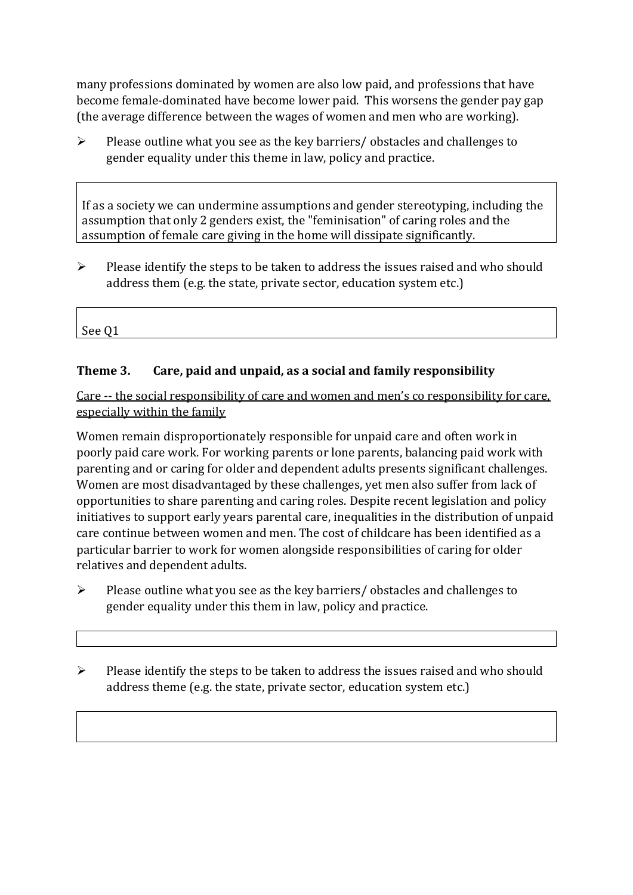many professions dominated by women are also low paid, and professions that have become female-dominated have become lower paid. This worsens the gender pay gap (the average difference between the wages of women and men who are working).

- Please outline what you see as the key barriers/ obstacles and challenges to gender equality under this theme in law, policy and practice.

> If as a society we can undermine assumptions and gender stereotyping, including the assumption that only 2 genders exist, the "feminisation" of caring roles and the assumption of female care giving in the home will dissipate significantly.

- Please identify the steps to be taken to address the issues raised and who should address them (e.g. the state, private sector, education system etc.)

> See Q1

### Theme 3. Care, paid and unpaid, as a social and family responsibility

<u>Care -- the social responsibility of care and women and men's co responsibility for care, especially within the family</u>

Women remain disproportionately responsible for unpaid care and often work in poorly paid care work. For working parents or lone parents, balancing paid work with parenting and or caring for older and dependent adults presents significant challenges. Women are most disadvantaged by these challenges, yet men also suffer from lack of opportunities to share parenting and caring roles. Despite recent legislation and policy initiatives to support early years parental care, inequalities in the distribution of unpaid care continue between women and men. The cost of childcare has been identified as a particular barrier to work for women alongside responsibilities of caring for older relatives and dependent adults.

- Please outline what you see as the key barriers/ obstacles and challenges to gender equality under this them in law, policy and practice.

- Please identify the steps to be taken to address the issues raised and who should address theme (e.g. the state, private sector, education system etc.)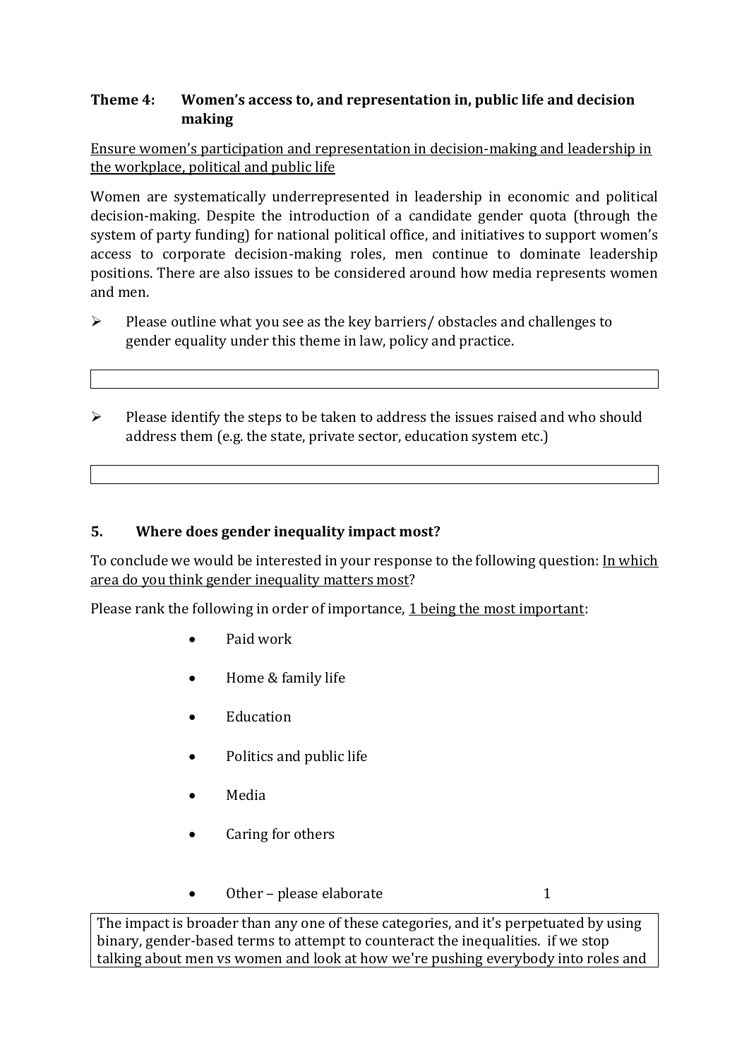### Theme 4: Women's access to, and representation in, public life and decision making

Ensure women's participation and representation in decision-making and leadership in the workplace, political and public life

Women are systematically underrepresented in leadership in economic and political decision-making. Despite the introduction of a candidate gender quota (through the system of party funding) for national political office, and initiatives to support women's access to corporate decision-making roles, men continue to dominate leadership positions. There are also issues to be considered around how media represents women and men.

- Please outline what you see as the key barriers/ obstacles and challenges to gender equality under this theme in law, policy and practice.

|   |
|---|
|   |

- Please identify the steps to be taken to address the issues raised and who should address them (e.g. the state, private sector, education system etc.)

|   |
|---|
|   |

### 5. Where does gender inequality impact most?

To conclude we would be interested in your response to the following question: In which area do you think gender inequality matters most?

Please rank the following in order of importance, 1 being the most important:

- Paid work
- Home & family life
- Education
- Politics and public life
- Media
- Caring for others
- Other – please elaborate 1

The impact is broader than any one of these categories, and it's perpetuated by using binary, gender-based terms to attempt to counteract the inequalities. if we stop talking about men vs women and look at how we're pushing everybody into roles and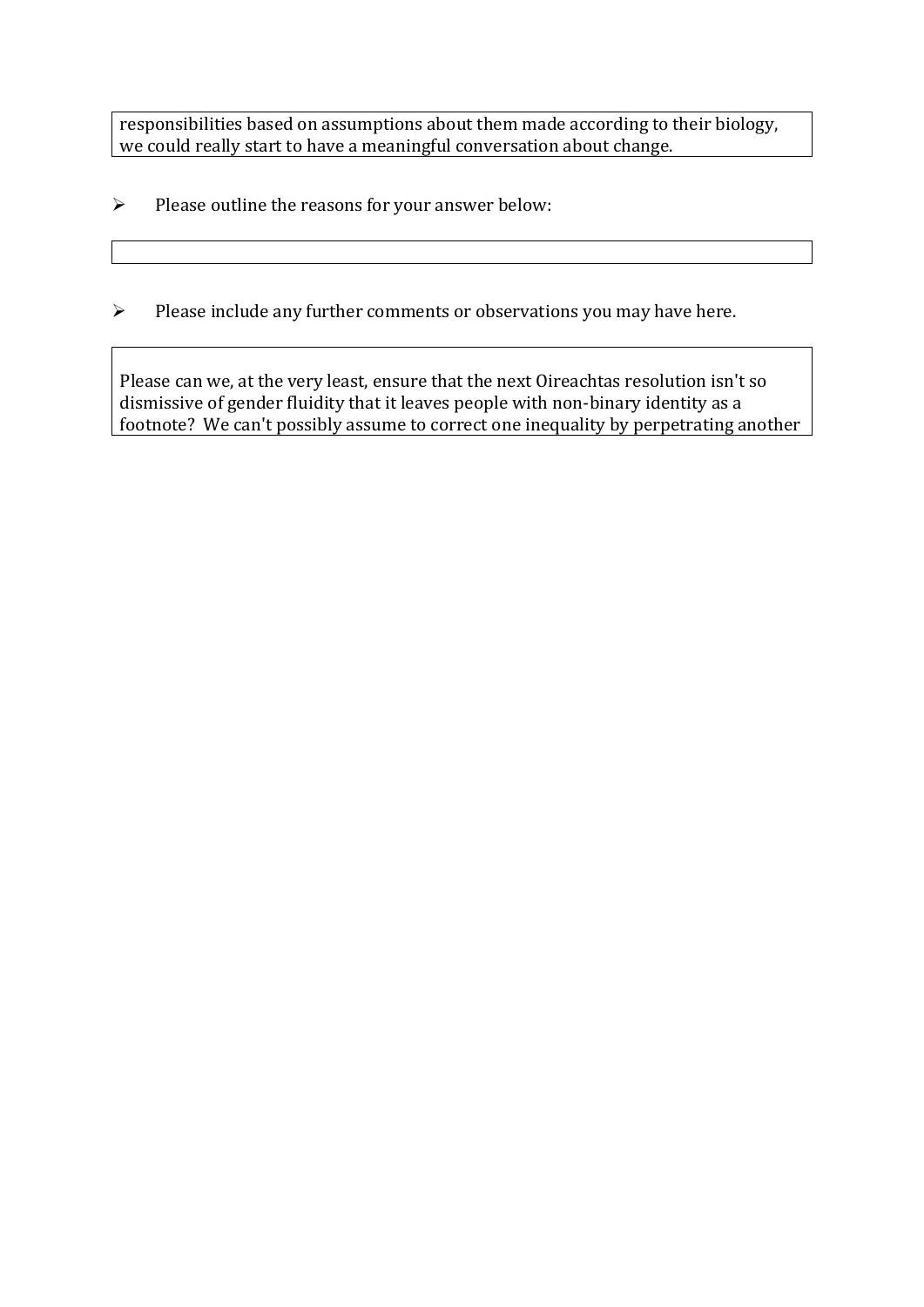responsibilities based on assumptions about them made according to their biology, we could really start to have a meaningful conversation about change.

- Please outline the reasons for your answer below:

- Please include any further comments or observations you may have here.

Please can we, at the very least, ensure that the next Oireachtas resolution isn't so dismissive of gender fluidity that it leaves people with non-binary identity as a footnote? We can't possibly assume to correct one inequality by perpetrating another